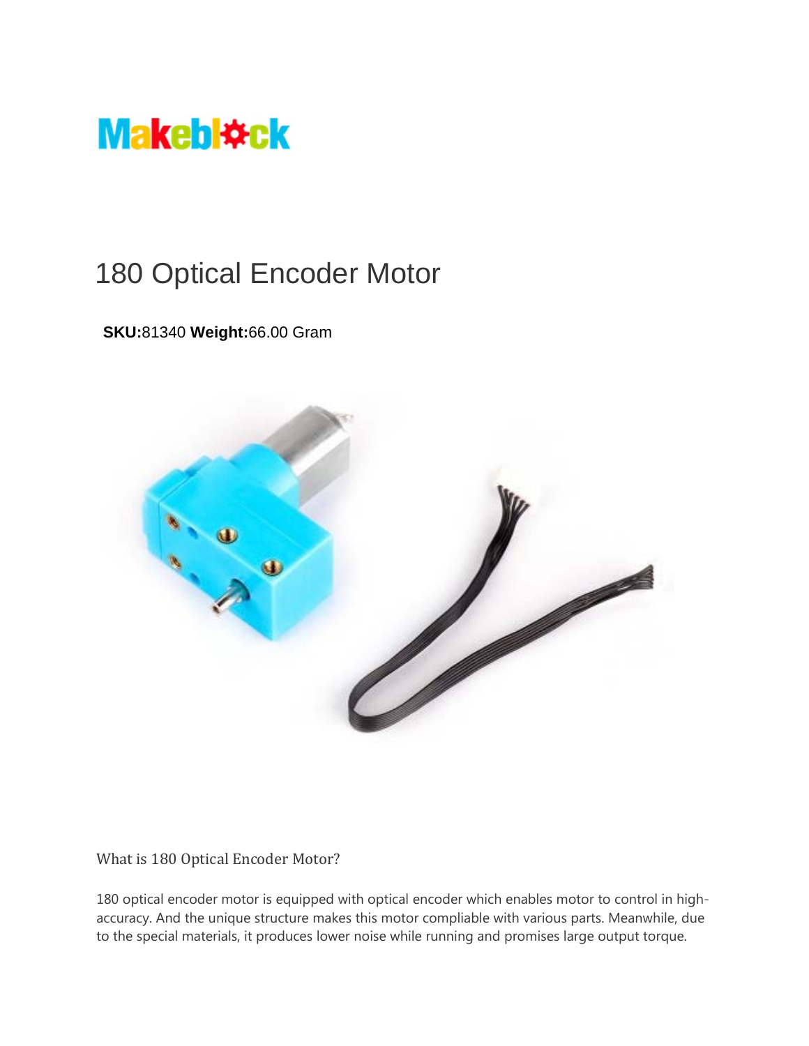Makeblock

# 180 Optical Encoder Motor

**SKU:**81340 **Weight:**66.00 Gram

## What is 180 Optical Encoder Motor?

180 optical encoder motor is equipped with optical encoder which enables motor to control in high-accuracy. And the unique structure makes this motor compliable with various parts. Meanwhile, due to the special materials, it produces lower noise while running and promises large output torque.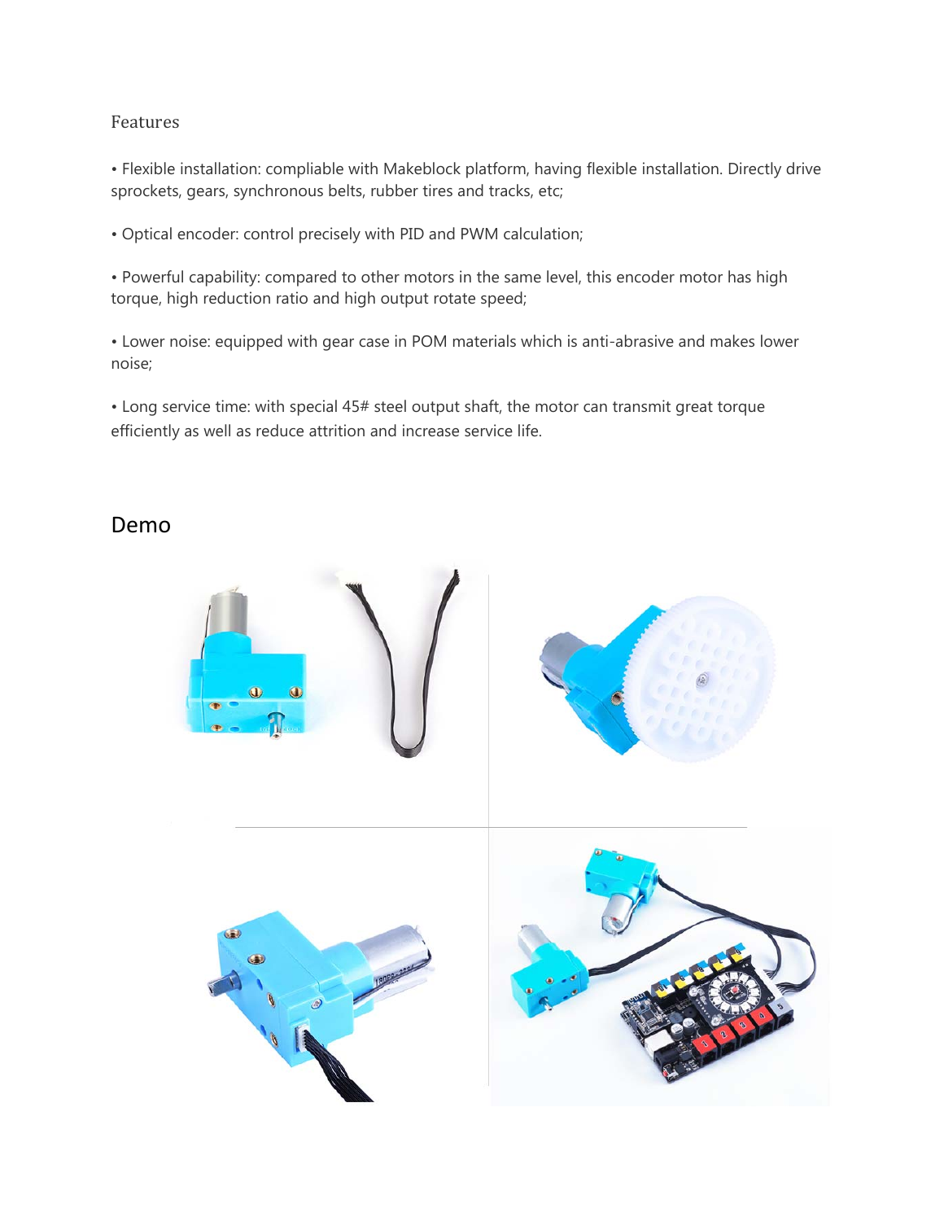Features

• Flexible installation: compliable with Makeblock platform, having flexible installation. Directly drive sprockets, gears, synchronous belts, rubber tires and tracks, etc;

• Optical encoder: control precisely with PID and PWM calculation;

• Powerful capability: compared to other motors in the same level, this encoder motor has high torque, high reduction ratio and high output rotate speed;

• Lower noise: equipped with gear case in POM materials which is anti-abrasive and makes lower noise;

• Long service time: with special 45# steel output shaft, the motor can transmit great torque efficiently as well as reduce attrition and increase service life.

## Demo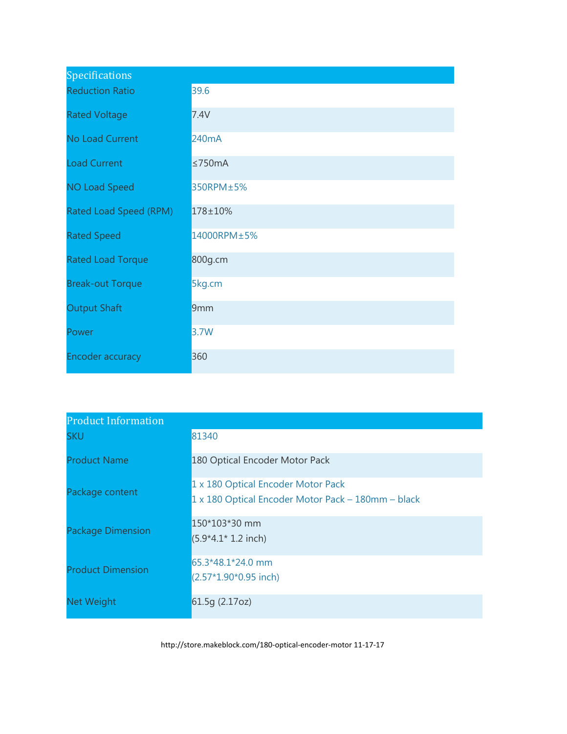| Specifications | |
|---|---|
| Reduction Ratio | 39.6 |
| Rated Voltage | 7.4V |
| No Load Current | 240mA |
| Load Current | ≤750mA |
| NO Load Speed | 350RPM±5% |
| Rated Load Speed (RPM) | 178±10% |
| Rated Speed | 14000RPM±5% |
| Rated Load Torque | 800g.cm |
| Break-out Torque | 5kg.cm |
| Output Shaft | 9mm |
| Power | 3.7W |
| Encoder accuracy | 360 |

| Product Information | |
|---|---|
| SKU | 81340 |
| Product Name | 180 Optical Encoder Motor Pack |
| Package content | 1 x 180 Optical Encoder Motor Pack<br>1 x 180 Optical Encoder Motor Pack – 180mm – black |
| Package Dimension | 150*103*30 mm<br>(5.9*4.1* 1.2 inch) |
| Product Dimension | 65.3*48.1*24.0 mm<br>(2.57*1.90*0.95 inch) |
| Net Weight | 61.5g (2.17oz) |

http://store.makeblock.com/180-optical-encoder-motor 11-17-17